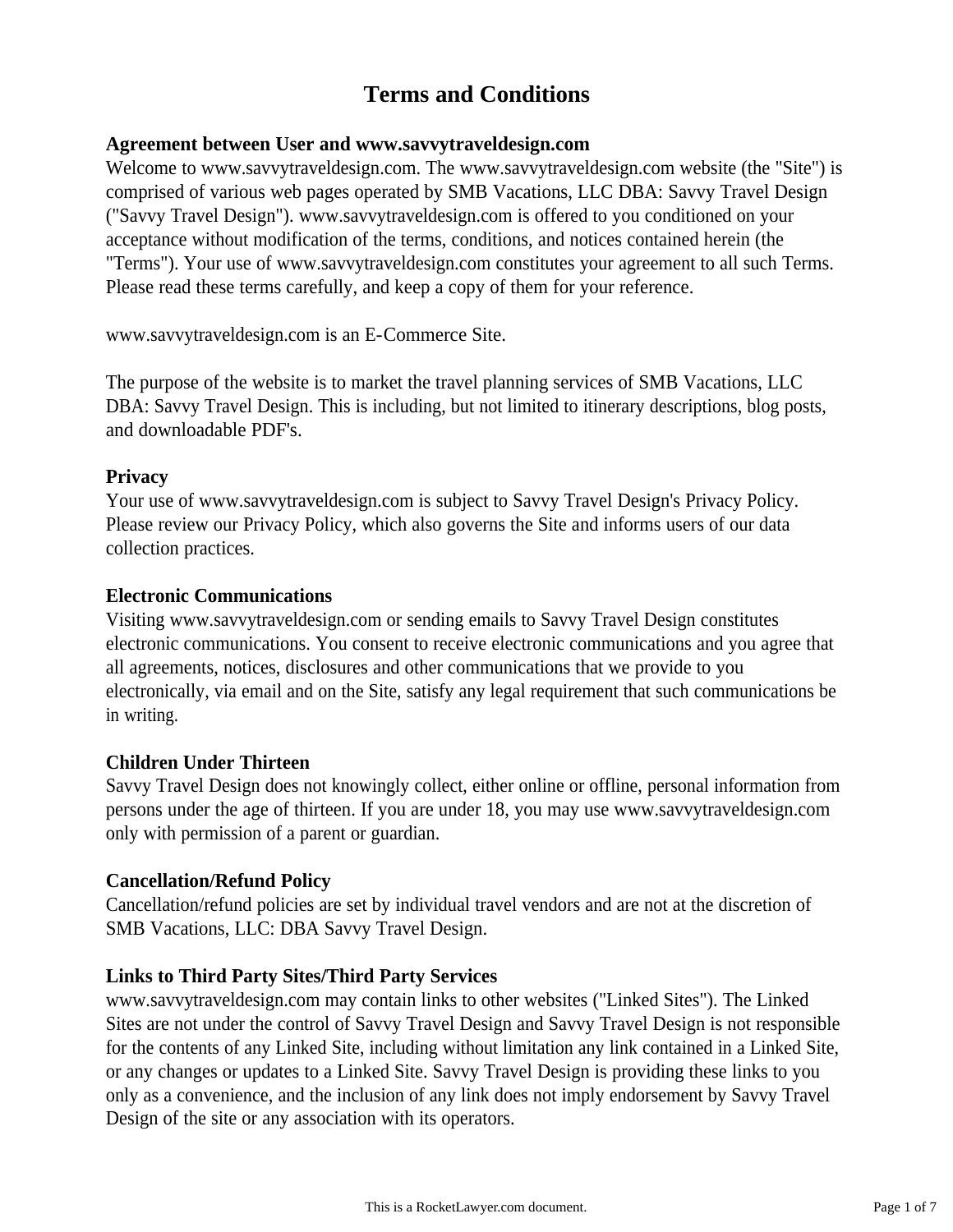# Terms and Conditions

**Agreement between User and www.savvytraveldesign.com**

Welcome to www.savvytraveldesign.com. The www.savvytraveldesign.com website (the "Site") is comprised of various web pages operated by SMB Vacations, LLC DBA: Savvy Travel Design ("Savvy Travel Design"). www.savvytraveldesign.com is offered to you conditioned on your acceptance without modification of the terms, conditions, and notices contained herein (the "Terms"). Your use of www.savvytraveldesign.com constitutes your agreement to all such Terms. Please read these terms carefully, and keep a copy of them for your reference.

www.savvytraveldesign.com is an E-Commerce Site.

The purpose of the website is to market the travel planning services of SMB Vacations, LLC DBA: Savvy Travel Design. This is including, but not limited to itinerary descriptions, blog posts, and downloadable PDF's.

**Privacy**

Your use of www.savvytraveldesign.com is subject to Savvy Travel Design's Privacy Policy. Please review our Privacy Policy, which also governs the Site and informs users of our data collection practices.

**Electronic Communications**

Visiting www.savvytraveldesign.com or sending emails to Savvy Travel Design constitutes electronic communications. You consent to receive electronic communications and you agree that all agreements, notices, disclosures and other communications that we provide to you electronically, via email and on the Site, satisfy any legal requirement that such communications be in writing.

**Children Under Thirteen**

Savvy Travel Design does not knowingly collect, either online or offline, personal information from persons under the age of thirteen. If you are under 18, you may use www.savvytraveldesign.com only with permission of a parent or guardian.

**Cancellation/Refund Policy**

Cancellation/refund policies are set by individual travel vendors and are not at the discretion of SMB Vacations, LLC: DBA Savvy Travel Design.

**Links to Third Party Sites/Third Party Services**

www.savvytraveldesign.com may contain links to other websites ("Linked Sites"). The Linked Sites are not under the control of Savvy Travel Design and Savvy Travel Design is not responsible for the contents of any Linked Site, including without limitation any link contained in a Linked Site, or any changes or updates to a Linked Site. Savvy Travel Design is providing these links to you only as a convenience, and the inclusion of any link does not imply endorsement by Savvy Travel Design of the site or any association with its operators.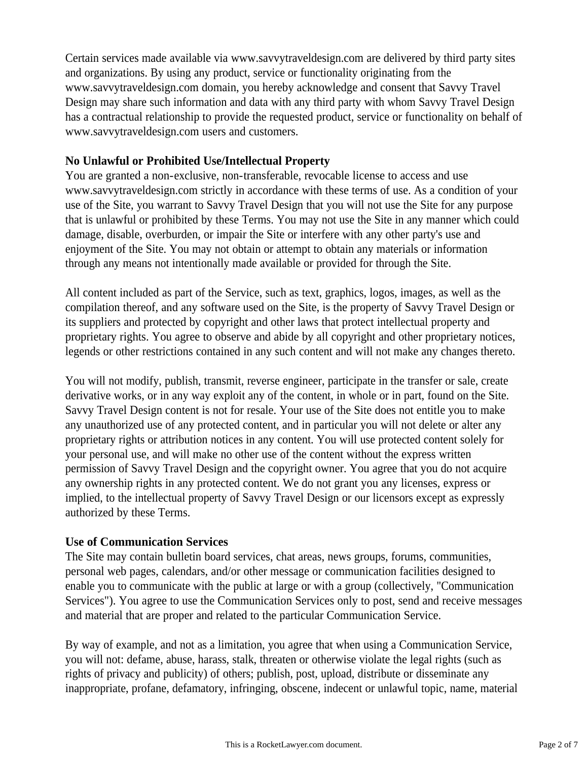Certain services made available via www.savvytraveldesign.com are delivered by third party sites and organizations. By using any product, service or functionality originating from the www.savvytraveldesign.com domain, you hereby acknowledge and consent that Savvy Travel Design may share such information and data with any third party with whom Savvy Travel Design has a contractual relationship to provide the requested product, service or functionality on behalf of www.savvytraveldesign.com users and customers.

**No Unlawful or Prohibited Use/Intellectual Property**

You are granted a non-exclusive, non-transferable, revocable license to access and use www.savvytraveldesign.com strictly in accordance with these terms of use. As a condition of your use of the Site, you warrant to Savvy Travel Design that you will not use the Site for any purpose that is unlawful or prohibited by these Terms. You may not use the Site in any manner which could damage, disable, overburden, or impair the Site or interfere with any other party's use and enjoyment of the Site. You may not obtain or attempt to obtain any materials or information through any means not intentionally made available or provided for through the Site.

All content included as part of the Service, such as text, graphics, logos, images, as well as the compilation thereof, and any software used on the Site, is the property of Savvy Travel Design or its suppliers and protected by copyright and other laws that protect intellectual property and proprietary rights. You agree to observe and abide by all copyright and other proprietary notices, legends or other restrictions contained in any such content and will not make any changes thereto.

You will not modify, publish, transmit, reverse engineer, participate in the transfer or sale, create derivative works, or in any way exploit any of the content, in whole or in part, found on the Site. Savvy Travel Design content is not for resale. Your use of the Site does not entitle you to make any unauthorized use of any protected content, and in particular you will not delete or alter any proprietary rights or attribution notices in any content. You will use protected content solely for your personal use, and will make no other use of the content without the express written permission of Savvy Travel Design and the copyright owner. You agree that you do not acquire any ownership rights in any protected content. We do not grant you any licenses, express or implied, to the intellectual property of Savvy Travel Design or our licensors except as expressly authorized by these Terms.

**Use of Communication Services**

The Site may contain bulletin board services, chat areas, news groups, forums, communities, personal web pages, calendars, and/or other message or communication facilities designed to enable you to communicate with the public at large or with a group (collectively, "Communication Services"). You agree to use the Communication Services only to post, send and receive messages and material that are proper and related to the particular Communication Service.

By way of example, and not as a limitation, you agree that when using a Communication Service, you will not: defame, abuse, harass, stalk, threaten or otherwise violate the legal rights (such as rights of privacy and publicity) of others; publish, post, upload, distribute or disseminate any inappropriate, profane, defamatory, infringing, obscene, indecent or unlawful topic, name, material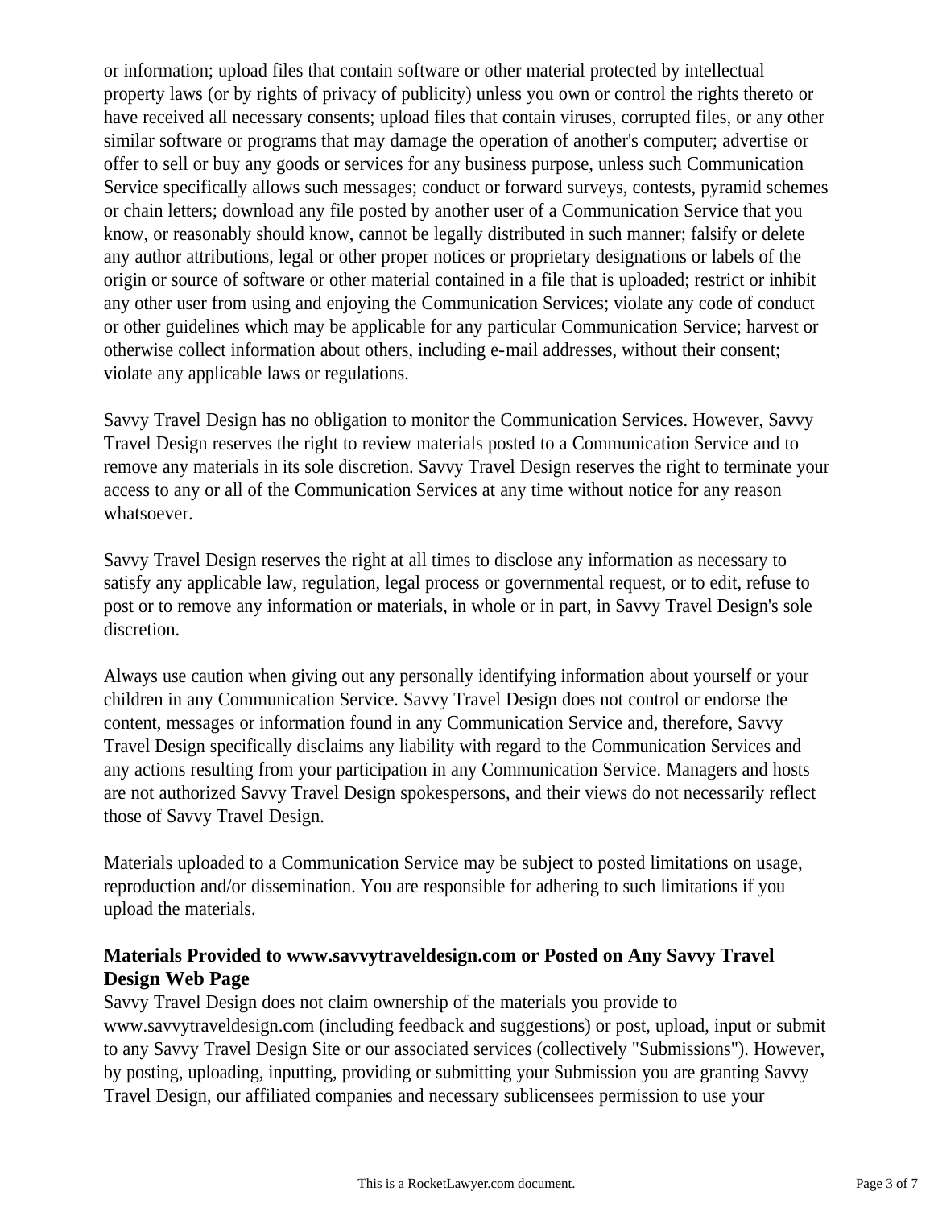or information; upload files that contain software or other material protected by intellectual property laws (or by rights of privacy of publicity) unless you own or control the rights thereto or have received all necessary consents; upload files that contain viruses, corrupted files, or any other similar software or programs that may damage the operation of another's computer; advertise or offer to sell or buy any goods or services for any business purpose, unless such Communication Service specifically allows such messages; conduct or forward surveys, contests, pyramid schemes or chain letters; download any file posted by another user of a Communication Service that you know, or reasonably should know, cannot be legally distributed in such manner; falsify or delete any author attributions, legal or other proper notices or proprietary designations or labels of the origin or source of software or other material contained in a file that is uploaded; restrict or inhibit any other user from using and enjoying the Communication Services; violate any code of conduct or other guidelines which may be applicable for any particular Communication Service; harvest or otherwise collect information about others, including e-mail addresses, without their consent; violate any applicable laws or regulations.

Savvy Travel Design has no obligation to monitor the Communication Services. However, Savvy Travel Design reserves the right to review materials posted to a Communication Service and to remove any materials in its sole discretion. Savvy Travel Design reserves the right to terminate your access to any or all of the Communication Services at any time without notice for any reason whatsoever.

Savvy Travel Design reserves the right at all times to disclose any information as necessary to satisfy any applicable law, regulation, legal process or governmental request, or to edit, refuse to post or to remove any information or materials, in whole or in part, in Savvy Travel Design's sole discretion.

Always use caution when giving out any personally identifying information about yourself or your children in any Communication Service. Savvy Travel Design does not control or endorse the content, messages or information found in any Communication Service and, therefore, Savvy Travel Design specifically disclaims any liability with regard to the Communication Services and any actions resulting from your participation in any Communication Service. Managers and hosts are not authorized Savvy Travel Design spokespersons, and their views do not necessarily reflect those of Savvy Travel Design.

Materials uploaded to a Communication Service may be subject to posted limitations on usage, reproduction and/or dissemination. You are responsible for adhering to such limitations if you upload the materials.

**Materials Provided to www.savvytraveldesign.com or Posted on Any Savvy Travel Design Web Page**

Savvy Travel Design does not claim ownership of the materials you provide to www.savvytraveldesign.com (including feedback and suggestions) or post, upload, input or submit to any Savvy Travel Design Site or our associated services (collectively "Submissions"). However, by posting, uploading, inputting, providing or submitting your Submission you are granting Savvy Travel Design, our affiliated companies and necessary sublicensees permission to use your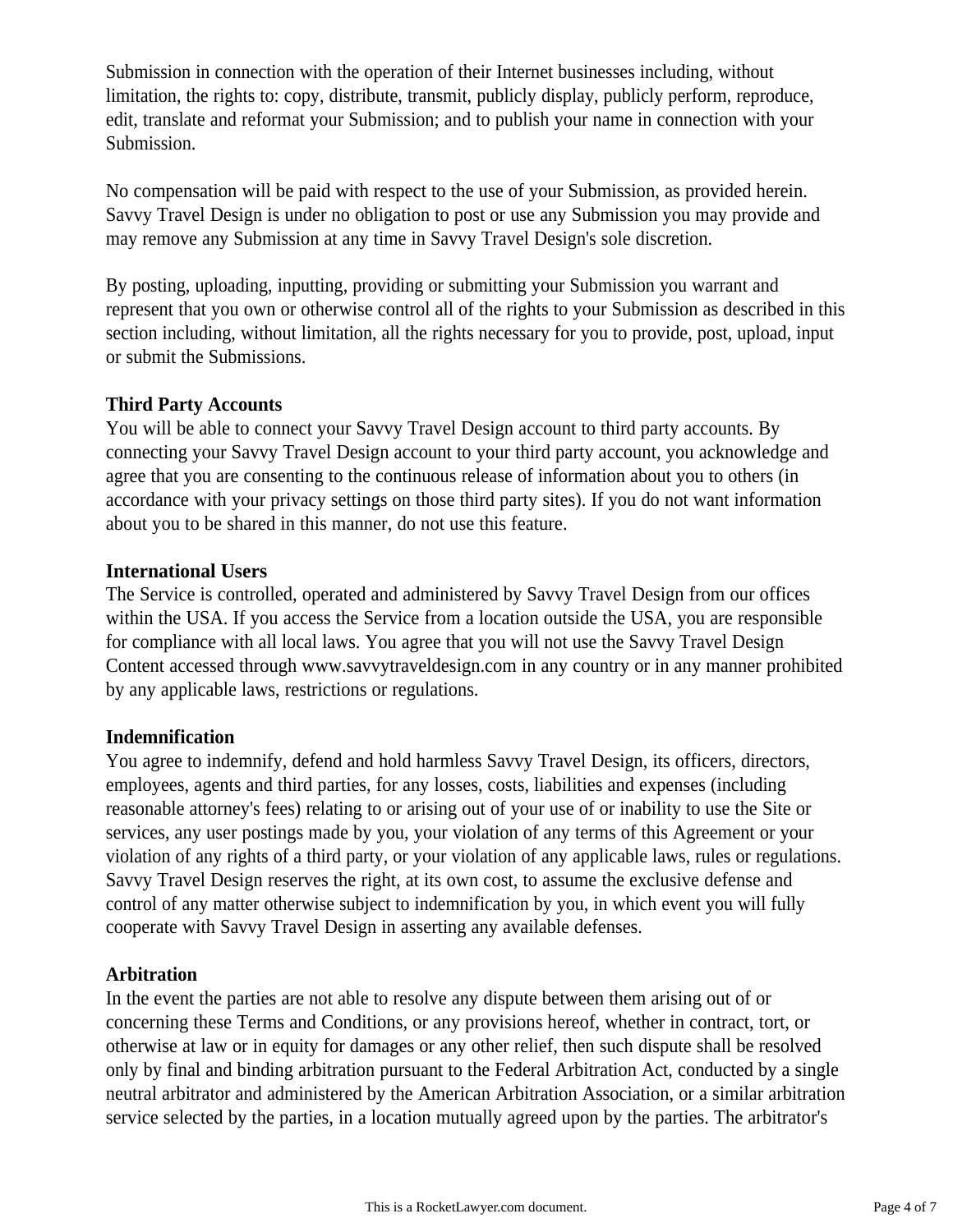Submission in connection with the operation of their Internet businesses including, without limitation, the rights to: copy, distribute, transmit, publicly display, publicly perform, reproduce, edit, translate and reformat your Submission; and to publish your name in connection with your Submission.

No compensation will be paid with respect to the use of your Submission, as provided herein. Savvy Travel Design is under no obligation to post or use any Submission you may provide and may remove any Submission at any time in Savvy Travel Design's sole discretion.

By posting, uploading, inputting, providing or submitting your Submission you warrant and represent that you own or otherwise control all of the rights to your Submission as described in this section including, without limitation, all the rights necessary for you to provide, post, upload, input or submit the Submissions.

**Third Party Accounts**

You will be able to connect your Savvy Travel Design account to third party accounts. By connecting your Savvy Travel Design account to your third party account, you acknowledge and agree that you are consenting to the continuous release of information about you to others (in accordance with your privacy settings on those third party sites). If you do not want information about you to be shared in this manner, do not use this feature.

**International Users**

The Service is controlled, operated and administered by Savvy Travel Design from our offices within the USA. If you access the Service from a location outside the USA, you are responsible for compliance with all local laws. You agree that you will not use the Savvy Travel Design Content accessed through www.savvytraveldesign.com in any country or in any manner prohibited by any applicable laws, restrictions or regulations.

**Indemnification**

You agree to indemnify, defend and hold harmless Savvy Travel Design, its officers, directors, employees, agents and third parties, for any losses, costs, liabilities and expenses (including reasonable attorney's fees) relating to or arising out of your use of or inability to use the Site or services, any user postings made by you, your violation of any terms of this Agreement or your violation of any rights of a third party, or your violation of any applicable laws, rules or regulations. Savvy Travel Design reserves the right, at its own cost, to assume the exclusive defense and control of any matter otherwise subject to indemnification by you, in which event you will fully cooperate with Savvy Travel Design in asserting any available defenses.

**Arbitration**

In the event the parties are not able to resolve any dispute between them arising out of or concerning these Terms and Conditions, or any provisions hereof, whether in contract, tort, or otherwise at law or in equity for damages or any other relief, then such dispute shall be resolved only by final and binding arbitration pursuant to the Federal Arbitration Act, conducted by a single neutral arbitrator and administered by the American Arbitration Association, or a similar arbitration service selected by the parties, in a location mutually agreed upon by the parties. The arbitrator's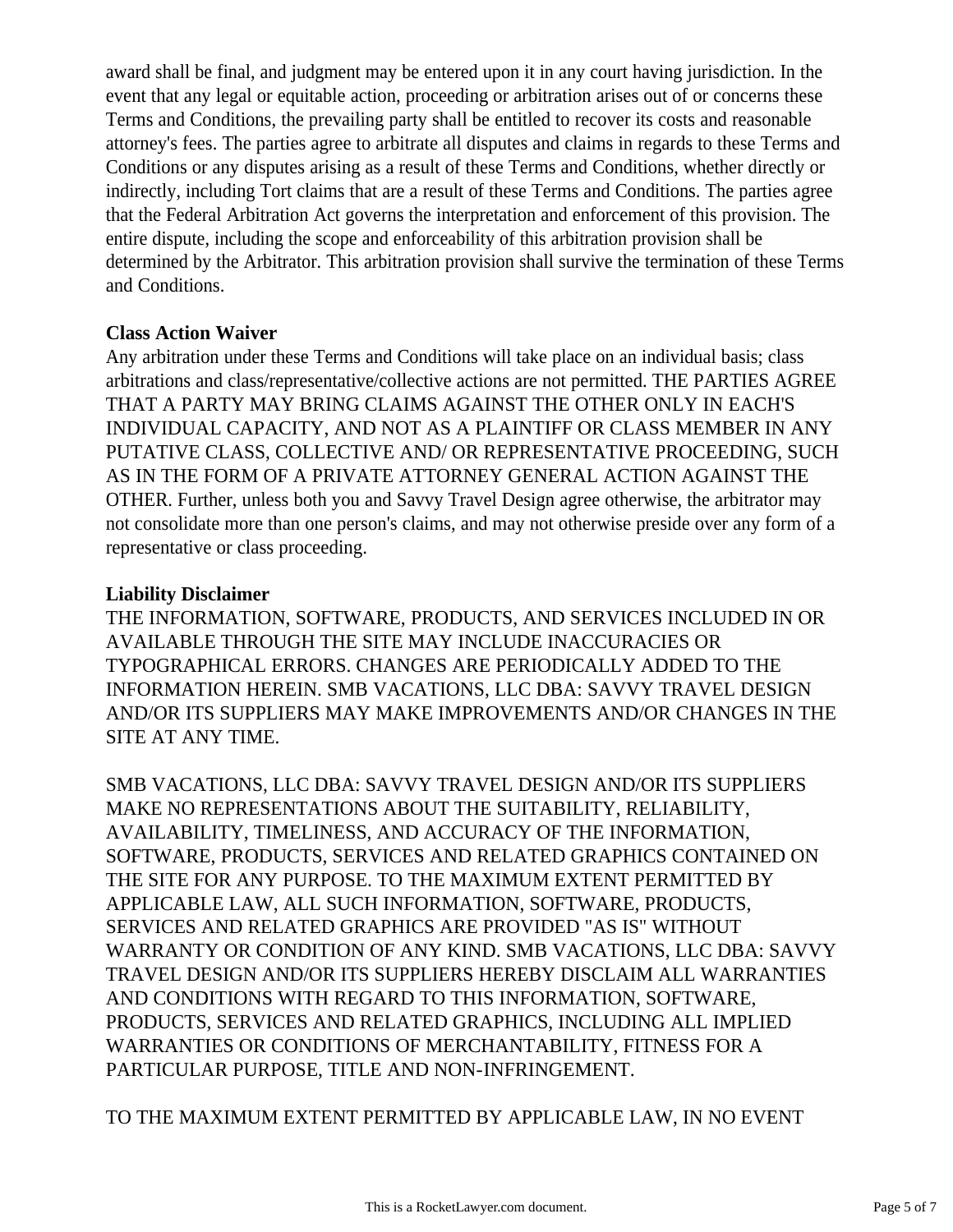award shall be final, and judgment may be entered upon it in any court having jurisdiction. In the event that any legal or equitable action, proceeding or arbitration arises out of or concerns these Terms and Conditions, the prevailing party shall be entitled to recover its costs and reasonable attorney's fees. The parties agree to arbitrate all disputes and claims in regards to these Terms and Conditions or any disputes arising as a result of these Terms and Conditions, whether directly or indirectly, including Tort claims that are a result of these Terms and Conditions. The parties agree that the Federal Arbitration Act governs the interpretation and enforcement of this provision. The entire dispute, including the scope and enforceability of this arbitration provision shall be determined by the Arbitrator. This arbitration provision shall survive the termination of these Terms and Conditions.

**Class Action Waiver**

Any arbitration under these Terms and Conditions will take place on an individual basis; class arbitrations and class/representative/collective actions are not permitted. THE PARTIES AGREE THAT A PARTY MAY BRING CLAIMS AGAINST THE OTHER ONLY IN EACH'S INDIVIDUAL CAPACITY, AND NOT AS A PLAINTIFF OR CLASS MEMBER IN ANY PUTATIVE CLASS, COLLECTIVE AND/ OR REPRESENTATIVE PROCEEDING, SUCH AS IN THE FORM OF A PRIVATE ATTORNEY GENERAL ACTION AGAINST THE OTHER. Further, unless both you and Savvy Travel Design agree otherwise, the arbitrator may not consolidate more than one person's claims, and may not otherwise preside over any form of a representative or class proceeding.

**Liability Disclaimer**

THE INFORMATION, SOFTWARE, PRODUCTS, AND SERVICES INCLUDED IN OR AVAILABLE THROUGH THE SITE MAY INCLUDE INACCURACIES OR TYPOGRAPHICAL ERRORS. CHANGES ARE PERIODICALLY ADDED TO THE INFORMATION HEREIN. SMB VACATIONS, LLC DBA: SAVVY TRAVEL DESIGN AND/OR ITS SUPPLIERS MAY MAKE IMPROVEMENTS AND/OR CHANGES IN THE SITE AT ANY TIME.

SMB VACATIONS, LLC DBA: SAVVY TRAVEL DESIGN AND/OR ITS SUPPLIERS MAKE NO REPRESENTATIONS ABOUT THE SUITABILITY, RELIABILITY, AVAILABILITY, TIMELINESS, AND ACCURACY OF THE INFORMATION, SOFTWARE, PRODUCTS, SERVICES AND RELATED GRAPHICS CONTAINED ON THE SITE FOR ANY PURPOSE. TO THE MAXIMUM EXTENT PERMITTED BY APPLICABLE LAW, ALL SUCH INFORMATION, SOFTWARE, PRODUCTS, SERVICES AND RELATED GRAPHICS ARE PROVIDED "AS IS" WITHOUT WARRANTY OR CONDITION OF ANY KIND. SMB VACATIONS, LLC DBA: SAVVY TRAVEL DESIGN AND/OR ITS SUPPLIERS HEREBY DISCLAIM ALL WARRANTIES AND CONDITIONS WITH REGARD TO THIS INFORMATION, SOFTWARE, PRODUCTS, SERVICES AND RELATED GRAPHICS, INCLUDING ALL IMPLIED WARRANTIES OR CONDITIONS OF MERCHANTABILITY, FITNESS FOR A PARTICULAR PURPOSE, TITLE AND NON-INFRINGEMENT.

TO THE MAXIMUM EXTENT PERMITTED BY APPLICABLE LAW, IN NO EVENT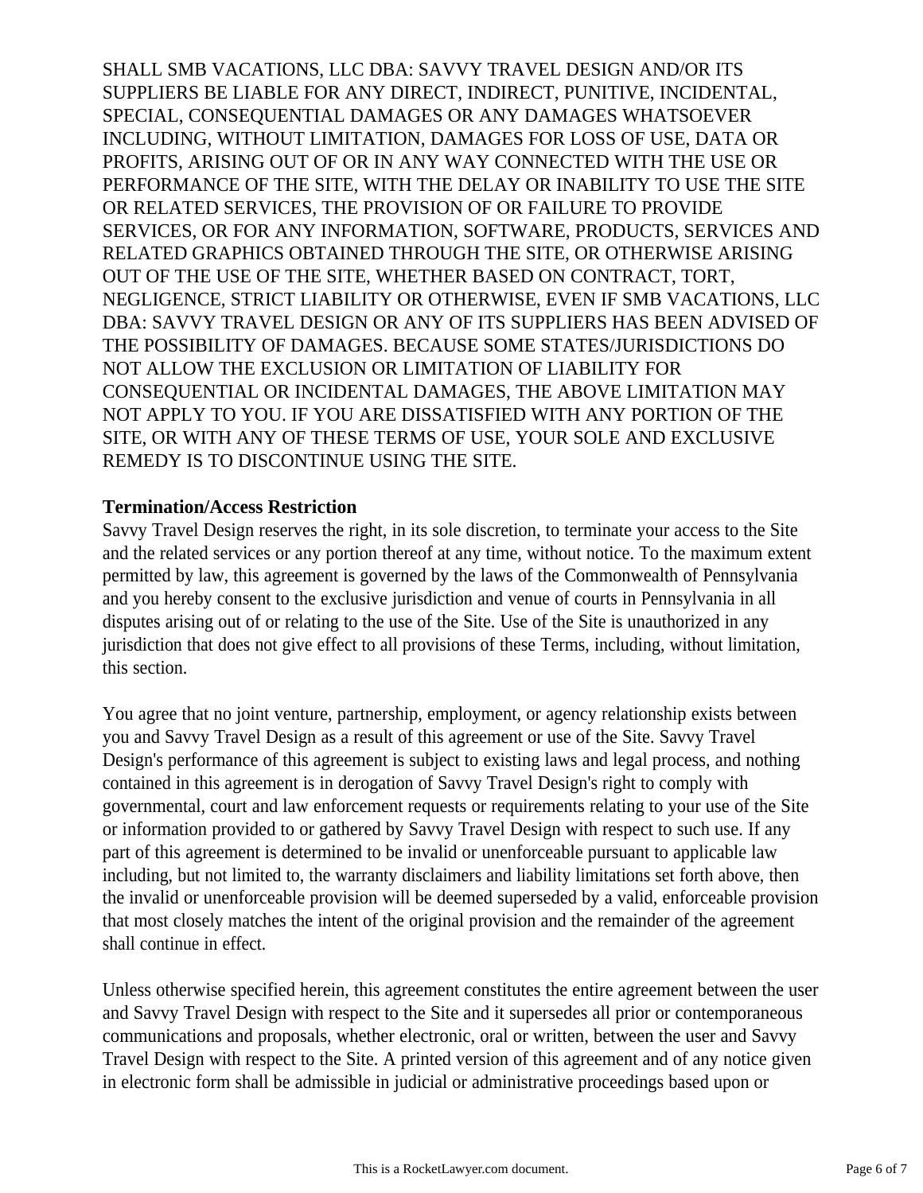SHALL SMB VACATIONS, LLC DBA: SAVVY TRAVEL DESIGN AND/OR ITS SUPPLIERS BE LIABLE FOR ANY DIRECT, INDIRECT, PUNITIVE, INCIDENTAL, SPECIAL, CONSEQUENTIAL DAMAGES OR ANY DAMAGES WHATSOEVER INCLUDING, WITHOUT LIMITATION, DAMAGES FOR LOSS OF USE, DATA OR PROFITS, ARISING OUT OF OR IN ANY WAY CONNECTED WITH THE USE OR PERFORMANCE OF THE SITE, WITH THE DELAY OR INABILITY TO USE THE SITE OR RELATED SERVICES, THE PROVISION OF OR FAILURE TO PROVIDE SERVICES, OR FOR ANY INFORMATION, SOFTWARE, PRODUCTS, SERVICES AND RELATED GRAPHICS OBTAINED THROUGH THE SITE, OR OTHERWISE ARISING OUT OF THE USE OF THE SITE, WHETHER BASED ON CONTRACT, TORT, NEGLIGENCE, STRICT LIABILITY OR OTHERWISE, EVEN IF SMB VACATIONS, LLC DBA: SAVVY TRAVEL DESIGN OR ANY OF ITS SUPPLIERS HAS BEEN ADVISED OF THE POSSIBILITY OF DAMAGES. BECAUSE SOME STATES/JURISDICTIONS DO NOT ALLOW THE EXCLUSION OR LIMITATION OF LIABILITY FOR CONSEQUENTIAL OR INCIDENTAL DAMAGES, THE ABOVE LIMITATION MAY NOT APPLY TO YOU. IF YOU ARE DISSATISFIED WITH ANY PORTION OF THE SITE, OR WITH ANY OF THESE TERMS OF USE, YOUR SOLE AND EXCLUSIVE REMEDY IS TO DISCONTINUE USING THE SITE.

**Termination/Access Restriction**
Savvy Travel Design reserves the right, in its sole discretion, to terminate your access to the Site and the related services or any portion thereof at any time, without notice. To the maximum extent permitted by law, this agreement is governed by the laws of the Commonwealth of Pennsylvania and you hereby consent to the exclusive jurisdiction and venue of courts in Pennsylvania in all disputes arising out of or relating to the use of the Site. Use of the Site is unauthorized in any jurisdiction that does not give effect to all provisions of these Terms, including, without limitation, this section.

You agree that no joint venture, partnership, employment, or agency relationship exists between you and Savvy Travel Design as a result of this agreement or use of the Site. Savvy Travel Design's performance of this agreement is subject to existing laws and legal process, and nothing contained in this agreement is in derogation of Savvy Travel Design's right to comply with governmental, court and law enforcement requests or requirements relating to your use of the Site or information provided to or gathered by Savvy Travel Design with respect to such use. If any part of this agreement is determined to be invalid or unenforceable pursuant to applicable law including, but not limited to, the warranty disclaimers and liability limitations set forth above, then the invalid or unenforceable provision will be deemed superseded by a valid, enforceable provision that most closely matches the intent of the original provision and the remainder of the agreement shall continue in effect.

Unless otherwise specified herein, this agreement constitutes the entire agreement between the user and Savvy Travel Design with respect to the Site and it supersedes all prior or contemporaneous communications and proposals, whether electronic, oral or written, between the user and Savvy Travel Design with respect to the Site. A printed version of this agreement and of any notice given in electronic form shall be admissible in judicial or administrative proceedings based upon or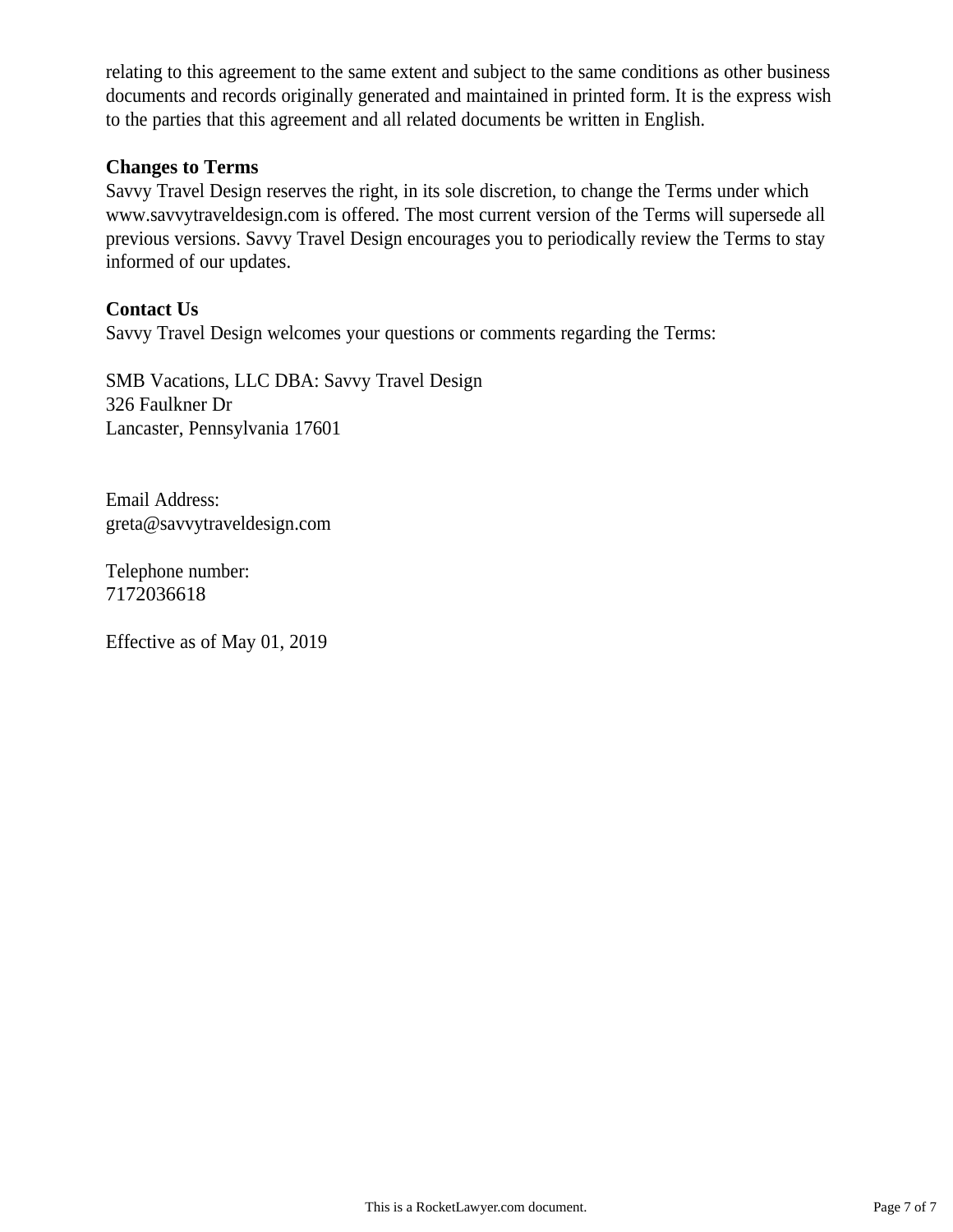relating to this agreement to the same extent and subject to the same conditions as other business documents and records originally generated and maintained in printed form. It is the express wish to the parties that this agreement and all related documents be written in English.

**Changes to Terms**

Savvy Travel Design reserves the right, in its sole discretion, to change the Terms under which www.savvytraveldesign.com is offered. The most current version of the Terms will supersede all previous versions. Savvy Travel Design encourages you to periodically review the Terms to stay informed of our updates.

**Contact Us**

Savvy Travel Design welcomes your questions or comments regarding the Terms:

SMB Vacations, LLC DBA: Savvy Travel Design
326 Faulkner Dr
Lancaster, Pennsylvania 17601

Email Address:
greta@savvytraveldesign.com

Telephone number:
7172036618

Effective as of May 01, 2019